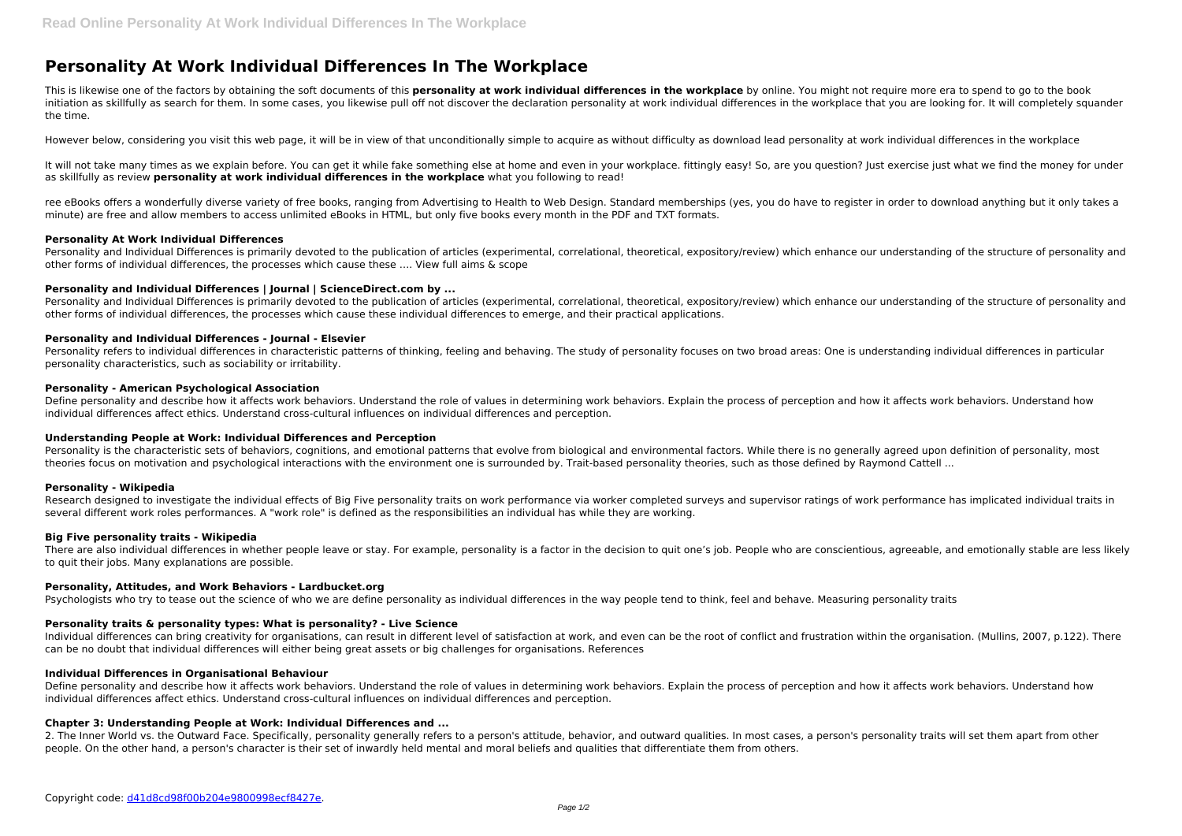# Personality At Work Individual Differences In The Workplace

This is likewise one of the factors by obtaining the soft documents of this **personality at work individual differences in the workplace** by online. You might not require more era to spend to go to the book initiation as skillfully as search for them. In some cases, you likewise pull off not discover the declaration personality at work individual differences in the workplace that you are looking for. It will completely squander the time.

However below, considering you visit this web page, it will be in view of that unconditionally simple to acquire as without difficulty as download lead personality at work individual differences in the workplace

It will not take many times as we explain before. You can get it while fake something else at home and even in your workplace. fittingly easy! So, are you question? Just exercise just what we find the money for under as skillfully as review **personality at work individual differences in the workplace** what you following to read!

ree eBooks offers a wonderfully diverse variety of free books, ranging from Advertising to Health to Web Design. Standard memberships (yes, you do have to register in order to download anything but it only takes a minute) are free and allow members to access unlimited eBooks in HTML, but only five books every month in the PDF and TXT formats.

### Personality At Work Individual Differences

Personality and Individual Differences is primarily devoted to the publication of articles (experimental, correlational, theoretical, expository/review) which enhance our understanding of the structure of personality and other forms of individual differences, the processes which cause these …. View full aims & scope

### Personality and Individual Differences | Journal | ScienceDirect.com by ...

Personality and Individual Differences is primarily devoted to the publication of articles (experimental, correlational, theoretical, expository/review) which enhance our understanding of the structure of personality and other forms of individual differences, the processes which cause these individual differences to emerge, and their practical applications.

### Personality and Individual Differences - Journal - Elsevier

Personality refers to individual differences in characteristic patterns of thinking, feeling and behaving. The study of personality focuses on two broad areas: One is understanding individual differences in particular personality characteristics, such as sociability or irritability.

### Personality - American Psychological Association

Define personality and describe how it affects work behaviors. Understand the role of values in determining work behaviors. Explain the process of perception and how it affects work behaviors. Understand how individual differences affect ethics. Understand cross-cultural influences on individual differences and perception.

### Understanding People at Work: Individual Differences and Perception

Personality is the characteristic sets of behaviors, cognitions, and emotional patterns that evolve from biological and environmental factors. While there is no generally agreed upon definition of personality, most theories focus on motivation and psychological interactions with the environment one is surrounded by. Trait-based personality theories, such as those defined by Raymond Cattell ...

### Personality - Wikipedia

Research designed to investigate the individual effects of Big Five personality traits on work performance via worker completed surveys and supervisor ratings of work performance has implicated individual traits in several different work roles performances. A "work role" is defined as the responsibilities an individual has while they are working.

### Big Five personality traits - Wikipedia

There are also individual differences in whether people leave or stay. For example, personality is a factor in the decision to quit one's job. People who are conscientious, agreeable, and emotionally stable are less likely to quit their jobs. Many explanations are possible.

### Personality, Attitudes, and Work Behaviors - Lardbucket.org

Psychologists who try to tease out the science of who we are define personality as individual differences in the way people tend to think, feel and behave. Measuring personality traits

### Personality traits & personality types: What is personality? - Live Science

Individual differences can bring creativity for organisations, can result in different level of satisfaction at work, and even can be the root of conflict and frustration within the organisation. (Mullins, 2007, p.122). There can be no doubt that individual differences will either being great assets or big challenges for organisations. References

### Individual Differences in Organisational Behaviour

Define personality and describe how it affects work behaviors. Understand the role of values in determining work behaviors. Explain the process of perception and how it affects work behaviors. Understand how individual differences affect ethics. Understand cross-cultural influences on individual differences and perception.

### Chapter 3: Understanding People at Work: Individual Differences and ...

2. The Inner World vs. the Outward Face. Specifically, personality generally refers to a person's attitude, behavior, and outward qualities. In most cases, a person's personality traits will set them apart from other people. On the other hand, a person's character is their set of inwardly held mental and moral beliefs and qualities that differentiate them from others.

Copyright code: d41d8cd98f00b204e9800998ecf8427e.